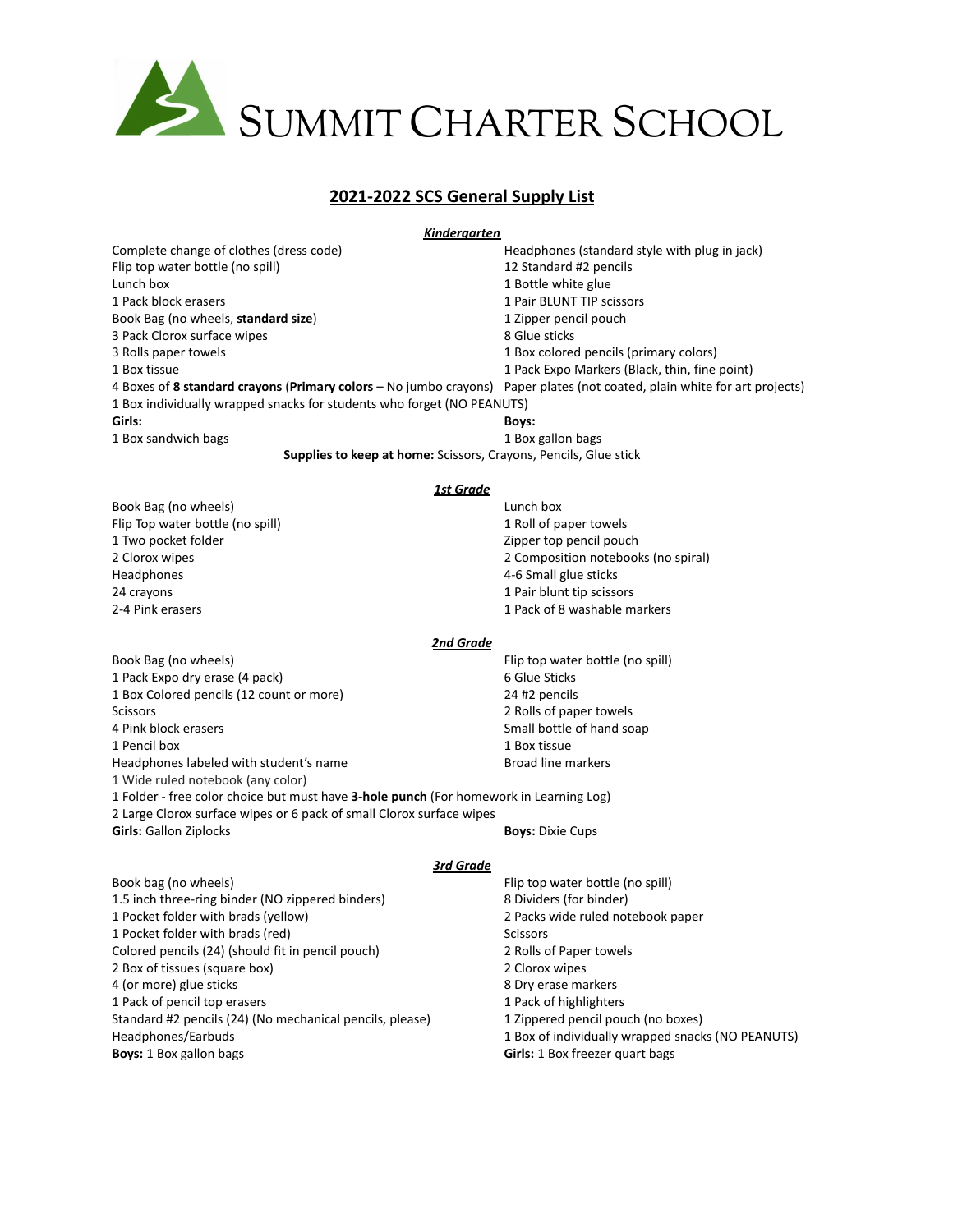# SUMMIT CHARTER SCHOOL

## 2021-2022 SCS General Supply List

### *Kindergarten*

Complete change of clothes (dress code)
Flip top water bottle (no spill)
Lunch box
1 Pack block erasers
Book Bag (no wheels, **standard size**)
3 Pack Clorox surface wipes
3 Rolls paper towels
1 Box tissue
4 Boxes of **8 standard crayons** (**Primary colors** – No jumbo crayons)
Headphones (standard style with plug in jack)
12 Standard #2 pencils
1 Bottle white glue
1 Pair BLUNT TIP scissors
1 Zipper pencil pouch
8 Glue sticks
1 Box colored pencils (primary colors)
1 Pack Expo Markers (Black, thin, fine point)
Paper plates (not coated, plain white for art projects)
1 Box individually wrapped snacks for students who forget (NO PEANUTS)

**Girls:**
1 Box sandwich bags

**Boys:**
1 Box gallon bags

**Supplies to keep at home:** Scissors, Crayons, Pencils, Glue stick

### *1st Grade*

Book Bag (no wheels)
Flip Top water bottle (no spill)
1 Two pocket folder
2 Clorox wipes
Headphones
24 crayons
2-4 Pink erasers
Lunch box
1 Roll of paper towels
Zipper top pencil pouch
2 Composition notebooks (no spiral)
4-6 Small glue sticks
1 Pair blunt tip scissors
1 Pack of 8 washable markers

### *2nd Grade*

Book Bag (no wheels)
1 Pack Expo dry erase (4 pack)
1 Box Colored pencils (12 count or more)
Scissors
4 Pink block erasers
1 Pencil box
Headphones labeled with student's name
Flip top water bottle (no spill)
6 Glue Sticks
24 #2 pencils
2 Rolls of paper towels
Small bottle of hand soap
1 Box tissue
Broad line markers
1 Wide ruled notebook (any color)
1 Folder - free color choice but must have **3-hole punch** (For homework in Learning Log)
2 Large Clorox surface wipes or 6 pack of small Clorox surface wipes

**Girls:** Gallon Ziplocks

**Boys:** Dixie Cups

### *3rd Grade*

Book bag (no wheels)
1.5 inch three-ring binder (NO zippered binders)
1 Pocket folder with brads (yellow)
1 Pocket folder with brads (red)
Colored pencils (24) (should fit in pencil pouch)
2 Box of tissues (square box)
4 (or more) glue sticks
1 Pack of pencil top erasers
Standard #2 pencils (24) (No mechanical pencils, please)
Headphones/Earbuds
Flip top water bottle (no spill)
8 Dividers (for binder)
2 Packs wide ruled notebook paper
Scissors
2 Rolls of Paper towels
2 Clorox wipes
8 Dry erase markers
1 Pack of highlighters
1 Zippered pencil pouch (no boxes)
1 Box of individually wrapped snacks (NO PEANUTS)

**Boys:** 1 Box gallon bags

**Girls:** 1 Box freezer quart bags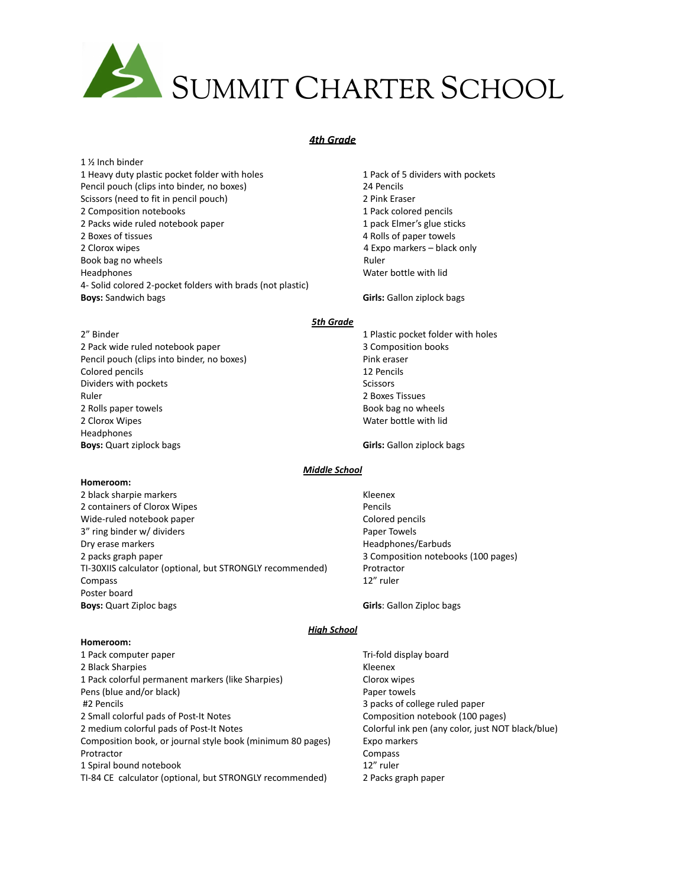# SUMMIT CHARTER SCHOOL

## *4th Grade*

1 ½ Inch binder
1 Heavy duty plastic pocket folder with holes
Pencil pouch (clips into binder, no boxes)
Scissors (need to fit in pencil pouch)
2 Composition notebooks
2 Packs wide ruled notebook paper
2 Boxes of tissues
2 Clorox wipes
Book bag no wheels
Headphones
4- Solid colored 2-pocket folders with brads (not plastic)
**Boys:** Sandwich bags

1 Pack of 5 dividers with pockets
24 Pencils
2 Pink Eraser
1 Pack colored pencils
1 pack Elmer's glue sticks
4 Rolls of paper towels
4 Expo markers – black only
Ruler
Water bottle with lid

**Girls:** Gallon ziplock bags

## *5th Grade*

2" Binder
2 Pack wide ruled notebook paper
Pencil pouch (clips into binder, no boxes)
Colored pencils
Dividers with pockets
Ruler
2 Rolls paper towels
2 Clorox Wipes
Headphones
**Boys:** Quart ziplock bags

1 Plastic pocket folder with holes
3 Composition books
Pink eraser
12 Pencils
Scissors
2 Boxes Tissues
Book bag no wheels
Water bottle with lid

**Girls:** Gallon ziplock bags

## *Middle School*

**Homeroom:**
2 black sharpie markers
2 containers of Clorox Wipes
Wide-ruled notebook paper
3" ring binder w/ dividers
Dry erase markers
2 packs graph paper
TI-30XIIS calculator (optional, but STRONGLY recommended)
Compass
Poster board
**Boys:** Quart Ziploc bags

Kleenex
Pencils
Colored pencils
Paper Towels
Headphones/Earbuds
3 Composition notebooks (100 pages)
Protractor
12" ruler

**Girls**: Gallon Ziploc bags

## *High School*

**Homeroom:**
1 Pack computer paper
2 Black Sharpies
1 Pack colorful permanent markers (like Sharpies)
Pens (blue and/or black)
#2 Pencils
2 Small colorful pads of Post-It Notes
2 medium colorful pads of Post-It Notes
Composition book, or journal style book (minimum 80 pages)
Protractor
1 Spiral bound notebook
TI-84 CE calculator (optional, but STRONGLY recommended)

Tri-fold display board
Kleenex
Clorox wipes
Paper towels
3 packs of college ruled paper
Composition notebook (100 pages)
Colorful ink pen (any color, just NOT black/blue)
Expo markers
Compass
12" ruler
2 Packs graph paper